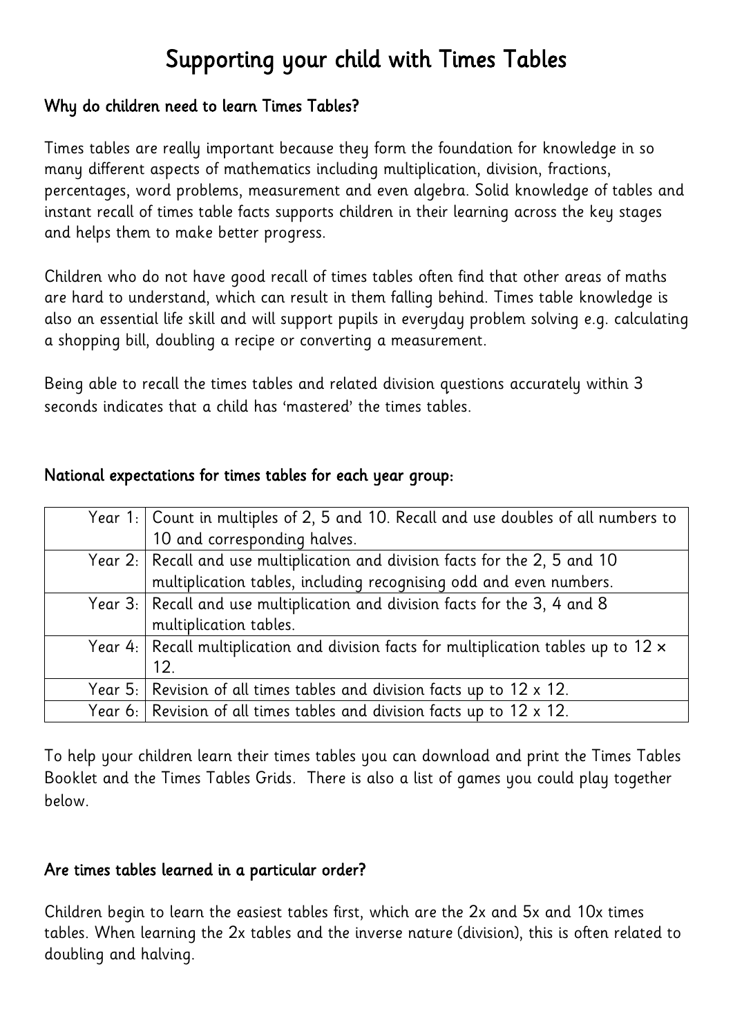# Supporting your child with Times Tables

## Why do children need to learn Times Tables?

Times tables are really important because they form the foundation for knowledge in so many different aspects of mathematics including multiplication, division, fractions, percentages, word problems, measurement and even algebra. Solid knowledge of tables and instant recall of times table facts supports children in their learning across the key stages and helps them to make better progress.

Children who do not have good recall of times tables often find that other areas of maths are hard to understand, which can result in them falling behind. Times table knowledge is also an essential life skill and will support pupils in everyday problem solving e.g. calculating a shopping bill, doubling a recipe or converting a measurement.

Being able to recall the times tables and related division questions accurately within 3 seconds indicates that a child has 'mastered' the times tables.

## National expectations for times tables for each year group:

| | |
|---|---|
| Year 1: | Count in multiples of 2, 5 and 10. Recall and use doubles of all numbers to 10 and corresponding halves. |
| Year 2: | Recall and use multiplication and division facts for the 2, 5 and 10 multiplication tables, including recognising odd and even numbers. |
| Year 3: | Recall and use multiplication and division facts for the 3, 4 and 8 multiplication tables. |
| Year 4: | Recall multiplication and division facts for multiplication tables up to 12 × 12. |
| Year 5: | Revision of all times tables and division facts up to 12 x 12. |
| Year 6: | Revision of all times tables and division facts up to 12 x 12. |

To help your children learn their times tables you can download and print the Times Tables Booklet and the Times Tables Grids. There is also a list of games you could play together below.

## Are times tables learned in a particular order?

Children begin to learn the easiest tables first, which are the 2x and 5x and 10x times tables. When learning the 2x tables and the inverse nature (division), this is often related to doubling and halving.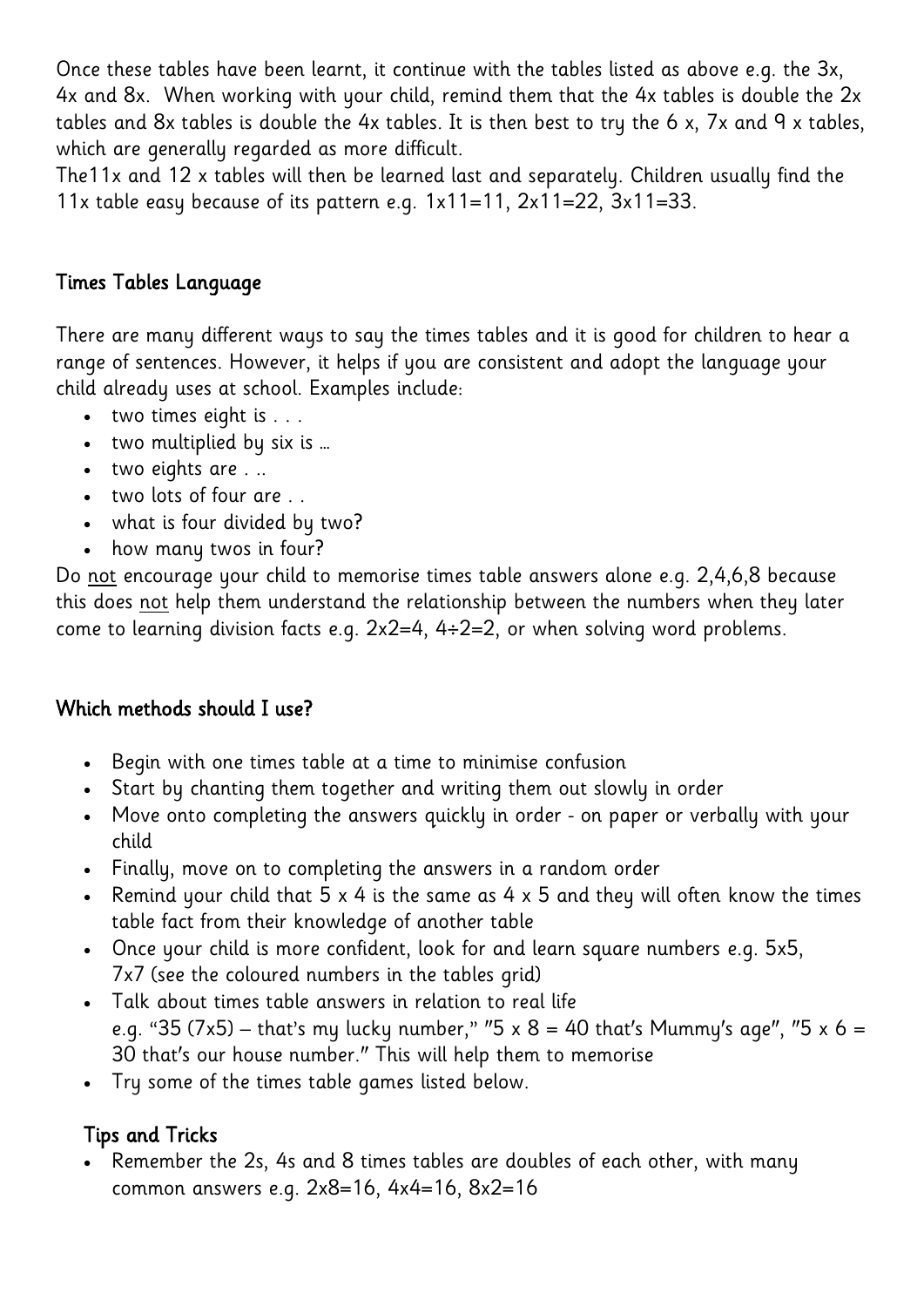Once these tables have been learnt, it continue with the tables listed as above e.g. the 3x, 4x and 8x. When working with your child, remind them that the 4x tables is double the 2x tables and 8x tables is double the 4x tables. It is then best to try the 6 x, 7x and 9 x tables, which are generally regarded as more difficult.

The11x and 12 x tables will then be learned last and separately. Children usually find the 11x table easy because of its pattern e.g. 1x11=11, 2x11=22, 3x11=33.

## Times Tables Language

There are many different ways to say the times tables and it is good for children to hear a range of sentences. However, it helps if you are consistent and adopt the language your child already uses at school. Examples include:

- two times eight is . . .
- two multiplied by six is …
- two eights are . ..
- two lots of four are . .
- what is four divided by two?
- how many twos in four?

Do <u>not</u> encourage your child to memorise times table answers alone e.g. 2,4,6,8 because this does <u>not</u> help them understand the relationship between the numbers when they later come to learning division facts e.g. 2x2=4, 4÷2=2, or when solving word problems.

## Which methods should I use?

- Begin with one times table at a time to minimise confusion
- Start by chanting them together and writing them out slowly in order
- Move onto completing the answers quickly in order - on paper or verbally with your child
- Finally, move on to completing the answers in a random order
- Remind your child that 5 x 4 is the same as 4 x 5 and they will often know the times table fact from their knowledge of another table
- Once your child is more confident, look for and learn square numbers e.g. 5x5, 7x7 (see the coloured numbers in the tables grid)
- Talk about times table answers in relation to real life e.g. "35 (7x5) – that's my lucky number," "5 x 8 = 40 that's Mummy's age", "5 x 6 = 30 that's our house number." This will help them to memorise
- Try some of the times table games listed below.

## Tips and Tricks

- Remember the 2s, 4s and 8 times tables are doubles of each other, with many common answers e.g. 2x8=16, 4x4=16, 8x2=16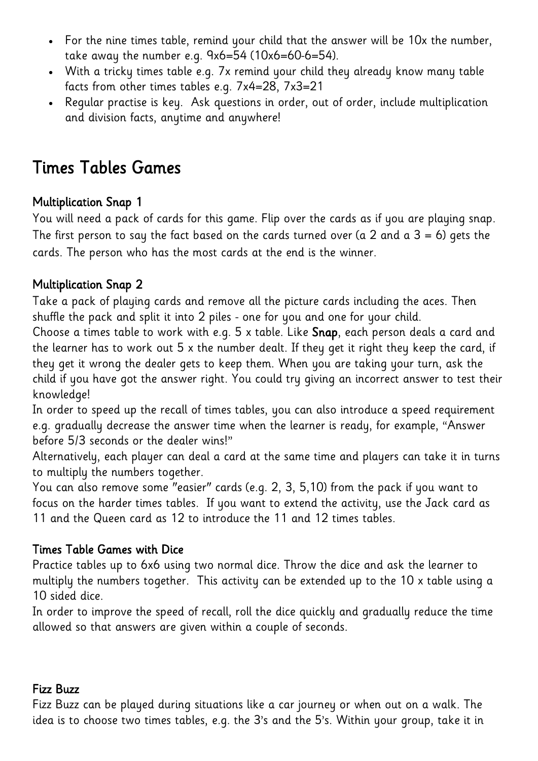- For the nine times table, remind your child that the answer will be 10x the number, take away the number e.g. 9x6=54 (10x6=60-6=54).
- With a tricky times table e.g. 7x remind your child they already know many table facts from other times tables e.g. 7x4=28, 7x3=21
- Regular practise is key. Ask questions in order, out of order, include multiplication and division facts, anytime and anywhere!

# Times Tables Games

### Multiplication Snap 1

You will need a pack of cards for this game. Flip over the cards as if you are playing snap. The first person to say the fact based on the cards turned over (a 2 and a 3 = 6) gets the cards. The person who has the most cards at the end is the winner.

### Multiplication Snap 2

Take a pack of playing cards and remove all the picture cards including the aces. Then shuffle the pack and split it into 2 piles - one for you and one for your child.

Choose a times table to work with e.g. 5 x table. Like **Snap**, each person deals a card and the learner has to work out 5 x the number dealt. If they get it right they keep the card, if they get it wrong the dealer gets to keep them. When you are taking your turn, ask the child if you have got the answer right. You could try giving an incorrect answer to test their knowledge!

In order to speed up the recall of times tables, you can also introduce a speed requirement e.g. gradually decrease the answer time when the learner is ready, for example, "Answer before 5/3 seconds or the dealer wins!"

Alternatively, each player can deal a card at the same time and players can take it in turns to multiply the numbers together.

You can also remove some "easier" cards (e.g. 2, 3, 5,10) from the pack if you want to focus on the harder times tables. If you want to extend the activity, use the Jack card as 11 and the Queen card as 12 to introduce the 11 and 12 times tables.

### Times Table Games with Dice

Practice tables up to 6x6 using two normal dice. Throw the dice and ask the learner to multiply the numbers together. This activity can be extended up to the 10 x table using a 10 sided dice.

In order to improve the speed of recall, roll the dice quickly and gradually reduce the time allowed so that answers are given within a couple of seconds.

### Fizz Buzz

Fizz Buzz can be played during situations like a car journey or when out on a walk. The idea is to choose two times tables, e.g. the 3's and the 5's. Within your group, take it in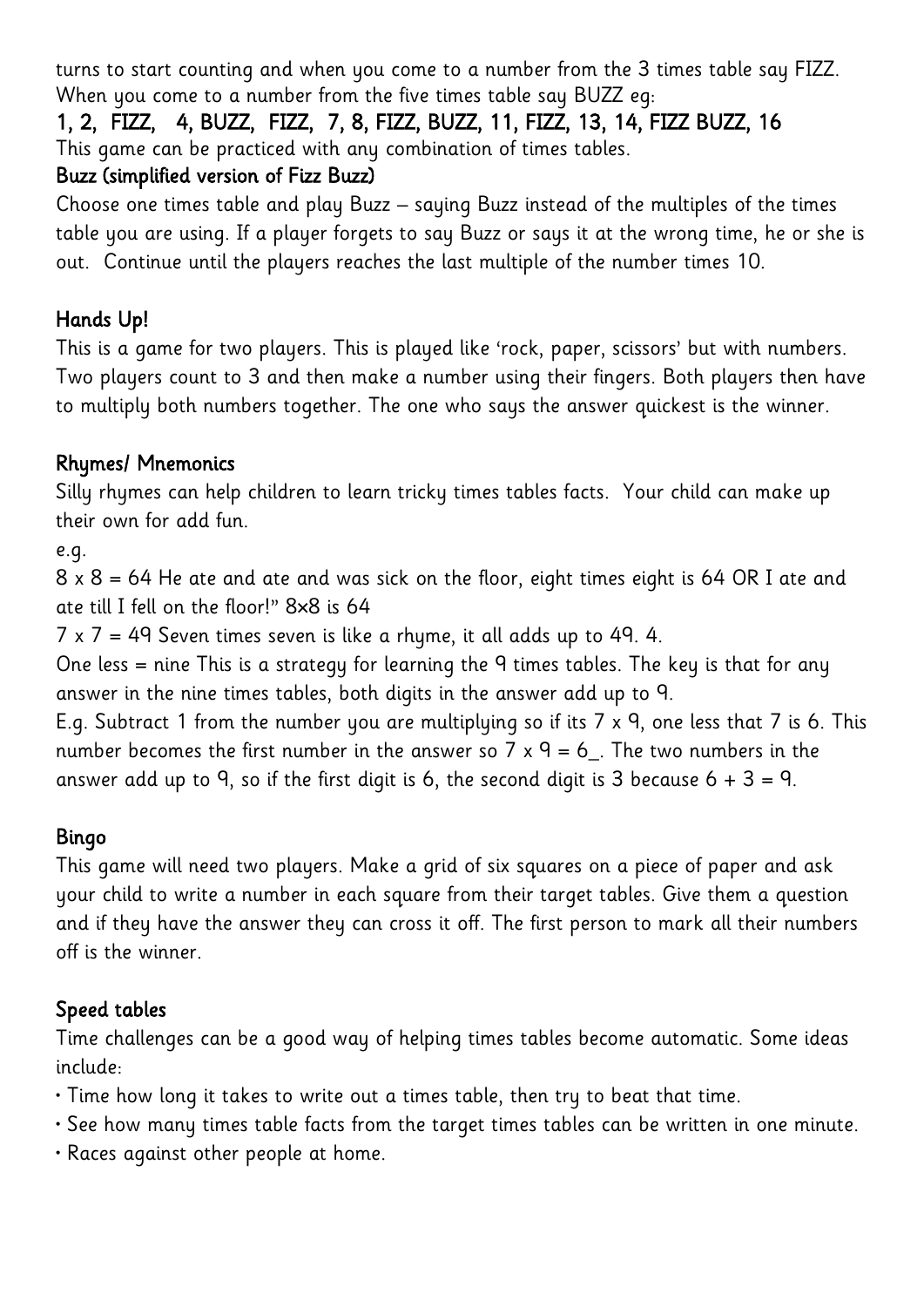turns to start counting and when you come to a number from the 3 times table say FIZZ. When you come to a number from the five times table say BUZZ eg:

**1, 2, FIZZ, 4, BUZZ, FIZZ, 7, 8, FIZZ, BUZZ, 11, FIZZ, 13, 14, FIZZ BUZZ, 16**

This game can be practiced with any combination of times tables.

**Buzz (simplified version of Fizz Buzz)**

Choose one times table and play Buzz – saying Buzz instead of the multiples of the times table you are using. If a player forgets to say Buzz or says it at the wrong time, he or she is out. Continue until the players reaches the last multiple of the number times 10.

## Hands Up!

This is a game for two players. This is played like 'rock, paper, scissors' but with numbers. Two players count to 3 and then make a number using their fingers. Both players then have to multiply both numbers together. The one who says the answer quickest is the winner.

## Rhymes/ Mnemonics

Silly rhymes can help children to learn tricky times tables facts. Your child can make up their own for add fun.

e.g.

8 x 8 = 64 He ate and ate and was sick on the floor, eight times eight is 64 OR I ate and ate till I fell on the floor!" 8x8 is 64

7 x 7 = 49 Seven times seven is like a rhyme, it all adds up to 49. 4.

One less = nine This is a strategy for learning the 9 times tables. The key is that for any answer in the nine times tables, both digits in the answer add up to 9.

E.g. Subtract 1 from the number you are multiplying so if its 7 x 9, one less that 7 is 6. This number becomes the first number in the answer so 7 x 9 = 6_. The two numbers in the answer add up to 9, so if the first digit is 6, the second digit is 3 because 6 + 3 = 9.

## Bingo

This game will need two players. Make a grid of six squares on a piece of paper and ask your child to write a number in each square from their target tables. Give them a question and if they have the answer they can cross it off. The first person to mark all their numbers off is the winner.

## Speed tables

Time challenges can be a good way of helping times tables become automatic. Some ideas include:

- Time how long it takes to write out a times table, then try to beat that time.
- See how many times table facts from the target times tables can be written in one minute.
- Races against other people at home.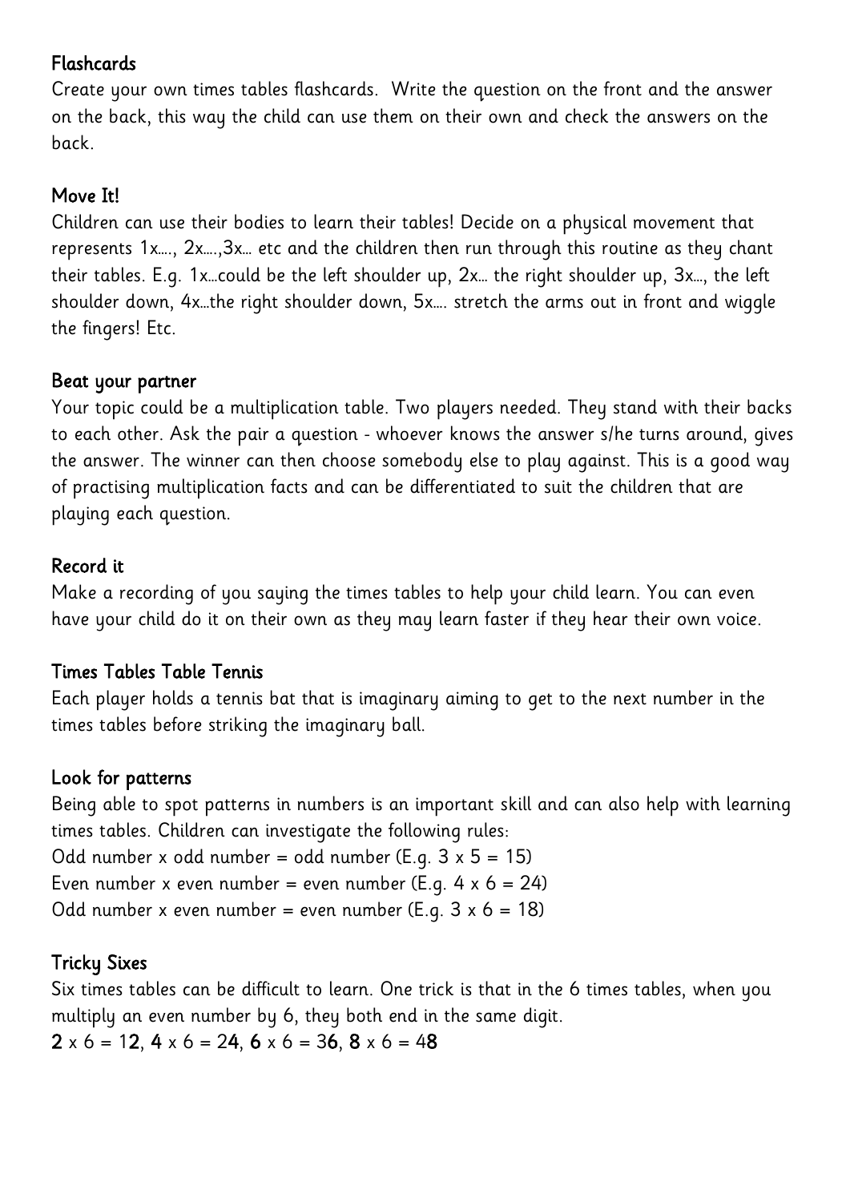## Flashcards

Create your own times tables flashcards. Write the question on the front and the answer on the back, this way the child can use them on their own and check the answers on the back.

## Move It!

Children can use their bodies to learn their tables! Decide on a physical movement that represents 1x…., 2x….,3x… etc and the children then run through this routine as they chant their tables. E.g. 1x…could be the left shoulder up, 2x… the right shoulder up, 3x…, the left shoulder down, 4x…the right shoulder down, 5x…. stretch the arms out in front and wiggle the fingers! Etc.

## Beat your partner

Your topic could be a multiplication table. Two players needed. They stand with their backs to each other. Ask the pair a question - whoever knows the answer s/he turns around, gives the answer. The winner can then choose somebody else to play against. This is a good way of practising multiplication facts and can be differentiated to suit the children that are playing each question.

## Record it

Make a recording of you saying the times tables to help your child learn. You can even have your child do it on their own as they may learn faster if they hear their own voice.

## Times Tables Table Tennis

Each player holds a tennis bat that is imaginary aiming to get to the next number in the times tables before striking the imaginary ball.

## Look for patterns

Being able to spot patterns in numbers is an important skill and can also help with learning times tables. Children can investigate the following rules:

Odd number x odd number = odd number (E.g. 3 x 5 = 15)

Even number x even number = even number (E.g. 4 x 6 = 24)

Odd number x even number = even number (E.g. 3 x 6 = 18)

## Tricky Sixes

Six times tables can be difficult to learn. One trick is that in the 6 times tables, when you multiply an even number by 6, they both end in the same digit.

**2** x 6 = 1**2**, **4** x 6 = 2**4**, **6** x 6 = 3**6**, **8** x 6 = 4**8**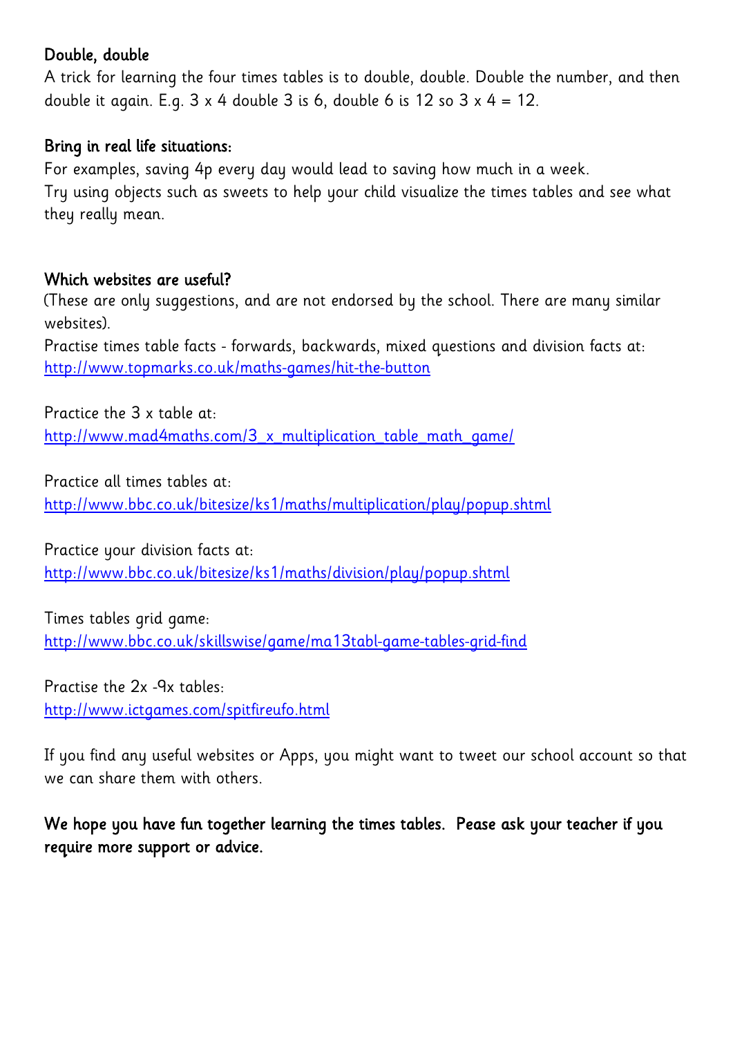**Double, double**

A trick for learning the four times tables is to double, double. Double the number, and then double it again. E.g. 3 x 4 double 3 is 6, double 6 is 12 so 3 x 4 = 12.

**Bring in real life situations:**

For examples, saving 4p every day would lead to saving how much in a week.
Try using objects such as sweets to help your child visualize the times tables and see what they really mean.

**Which websites are useful?**

(These are only suggestions, and are not endorsed by the school. There are many similar websites).
Practise times table facts - forwards, backwards, mixed questions and division facts at:
http://www.topmarks.co.uk/maths-games/hit-the-button

Practice the 3 x table at:
http://www.mad4maths.com/3_x_multiplication_table_math_game/

Practice all times tables at:
http://www.bbc.co.uk/bitesize/ks1/maths/multiplication/play/popup.shtml

Practice your division facts at:
http://www.bbc.co.uk/bitesize/ks1/maths/division/play/popup.shtml

Times tables grid game:
http://www.bbc.co.uk/skillswise/game/ma13tabl-game-tables-grid-find

Practise the 2x -9x tables:
http://www.ictgames.com/spitfireufo.html

If you find any useful websites or Apps, you might want to tweet our school account so that we can share them with others.

**We hope you have fun together learning the times tables. Pease ask your teacher if you require more support or advice.**